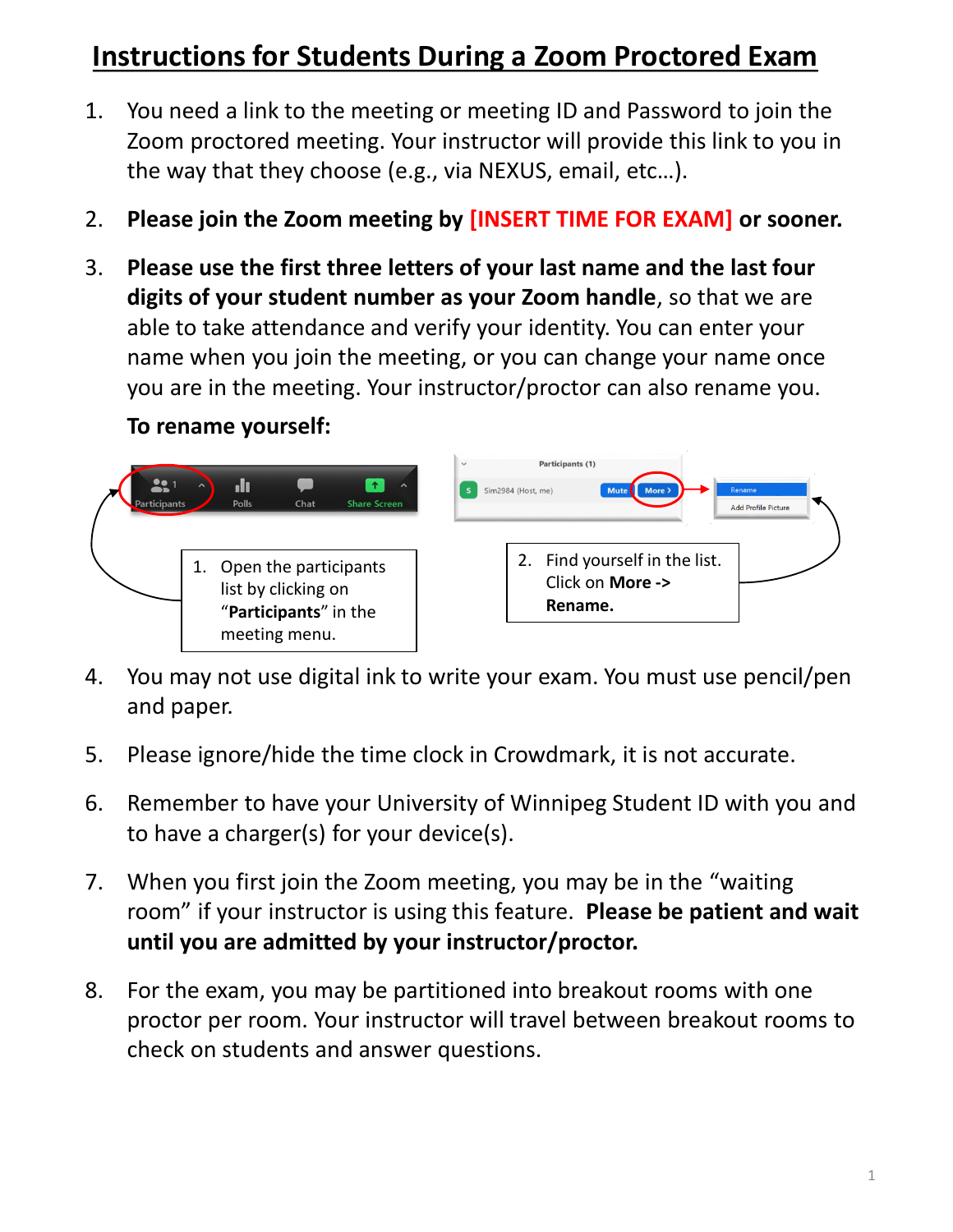# Instructions for Students During a Zoom Proctored Exam

1. You need a link to the meeting or meeting ID and Password to join the Zoom proctored meeting. Your instructor will provide this link to you in the way that they choose (e.g., via NEXUS, email, etc…).

2. **Please join the Zoom meeting by [INSERT TIME FOR EXAM] or sooner.**

3. **Please use the first three letters of your last name and the last four digits of your student number as your Zoom handle**, so that we are able to take attendance and verify your identity. You can enter your name when you join the meeting, or you can change your name once you are in the meeting. Your instructor/proctor can also rename you.

   **To rename yourself:**

   1. Open the participants list by clicking on "**Participants**" in the meeting menu.
   2. Find yourself in the list. Click on **More -> Rename.**

4. You may not use digital ink to write your exam. You must use pencil/pen and paper.

5. Please ignore/hide the time clock in Crowdmark, it is not accurate.

6. Remember to have your University of Winnipeg Student ID with you and to have a charger(s) for your device(s).

7. When you first join the Zoom meeting, you may be in the "waiting room" if your instructor is using this feature. **Please be patient and wait until you are admitted by your instructor/proctor.**

8. For the exam, you may be partitioned into breakout rooms with one proctor per room. Your instructor will travel between breakout rooms to check on students and answer questions.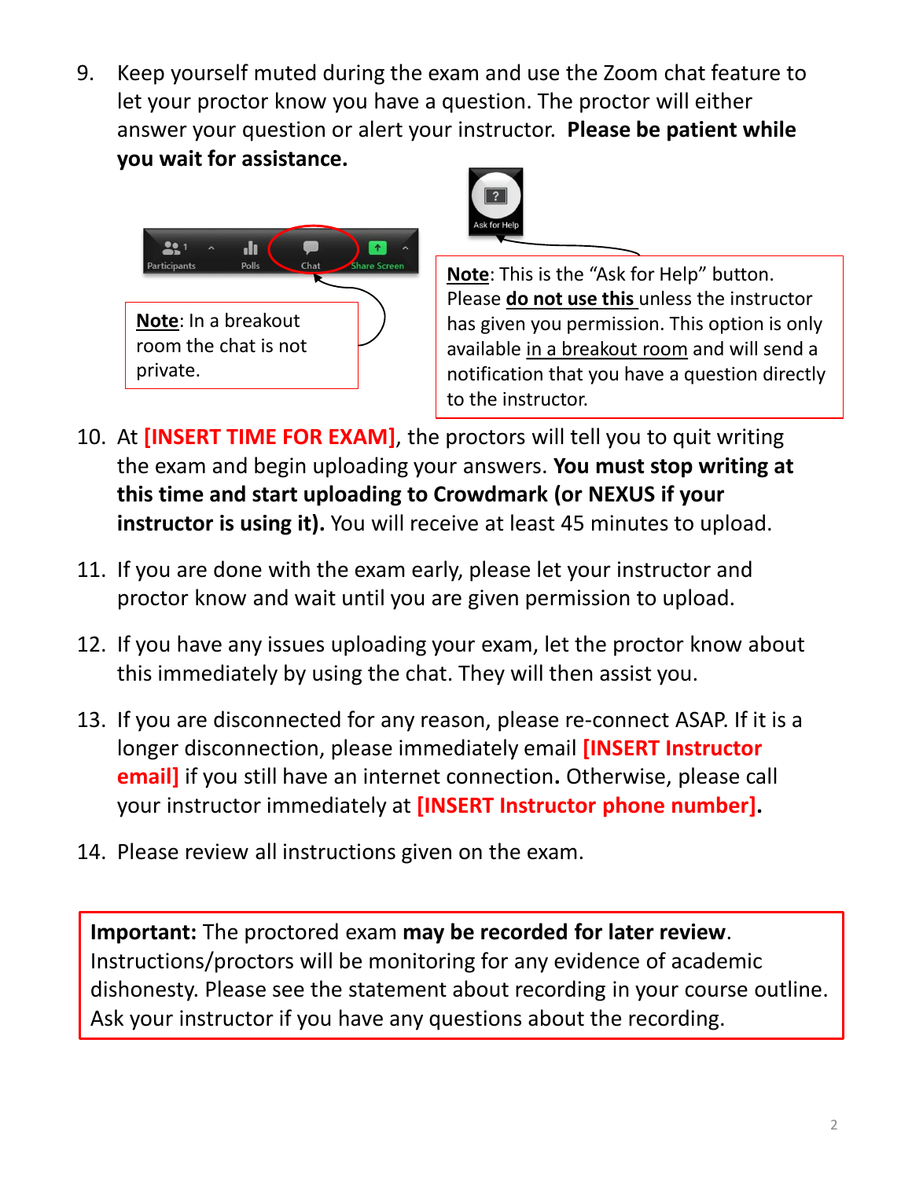9. Keep yourself muted during the exam and use the Zoom chat feature to let your proctor know you have a question. The proctor will either answer your question or alert your instructor. **Please be patient while you wait for assistance.**

**Note**: In a breakout room the chat is not private.

**Note**: This is the "Ask for Help" button. Please **do not use this** unless the instructor has given you permission. This option is only available in a breakout room and will send a notification that you have a question directly to the instructor.

10. At **[INSERT TIME FOR EXAM]**, the proctors will tell you to quit writing the exam and begin uploading your answers. **You must stop writing at this time and start uploading to Crowdmark (or NEXUS if your instructor is using it).** You will receive at least 45 minutes to upload.

11. If you are done with the exam early, please let your instructor and proctor know and wait until you are given permission to upload.

12. If you have any issues uploading your exam, let the proctor know about this immediately by using the chat. They will then assist you.

13. If you are disconnected for any reason, please re-connect ASAP. If it is a longer disconnection, please immediately email **[INSERT Instructor email]** if you still have an internet connection. Otherwise, please call your instructor immediately at **[INSERT Instructor phone number].**

14. Please review all instructions given on the exam.

**Important:** The proctored exam **may be recorded for later review**. Instructions/proctors will be monitoring for any evidence of academic dishonesty. Please see the statement about recording in your course outline. Ask your instructor if you have any questions about the recording.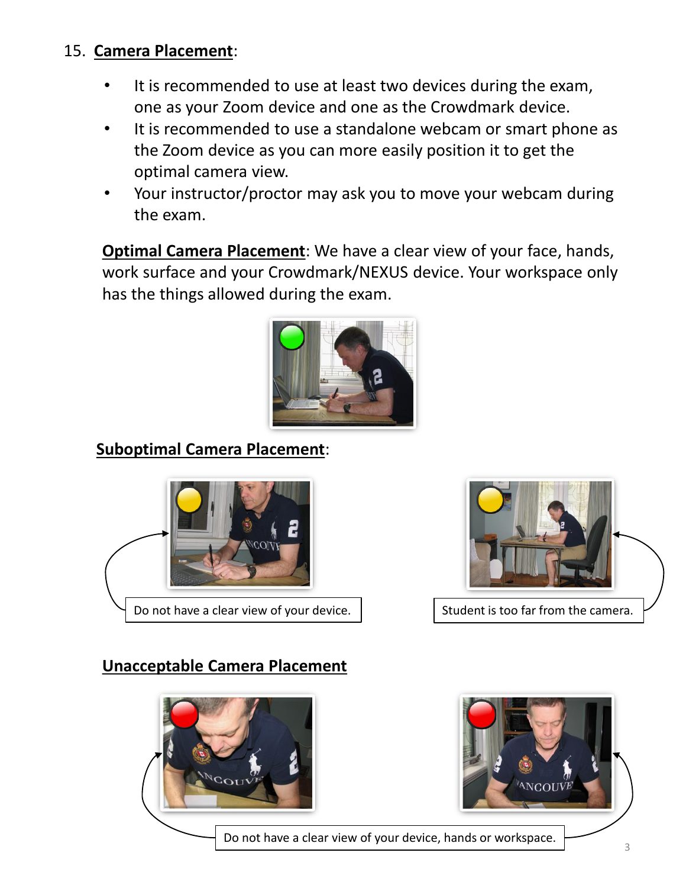15. **Camera Placement**:

- It is recommended to use at least two devices during the exam, one as your Zoom device and one as the Crowdmark device.
- It is recommended to use a standalone webcam or smart phone as the Zoom device as you can more easily position it to get the optimal camera view.
- Your instructor/proctor may ask you to move your webcam during the exam.

**Optimal Camera Placement**: We have a clear view of your face, hands, work surface and your Crowdmark/NEXUS device. Your workspace only has the things allowed during the exam.

**Suboptimal Camera Placement**:

Do not have a clear view of your device.

Student is too far from the camera.

**Unacceptable Camera Placement**

Do not have a clear view of your device, hands or workspace.